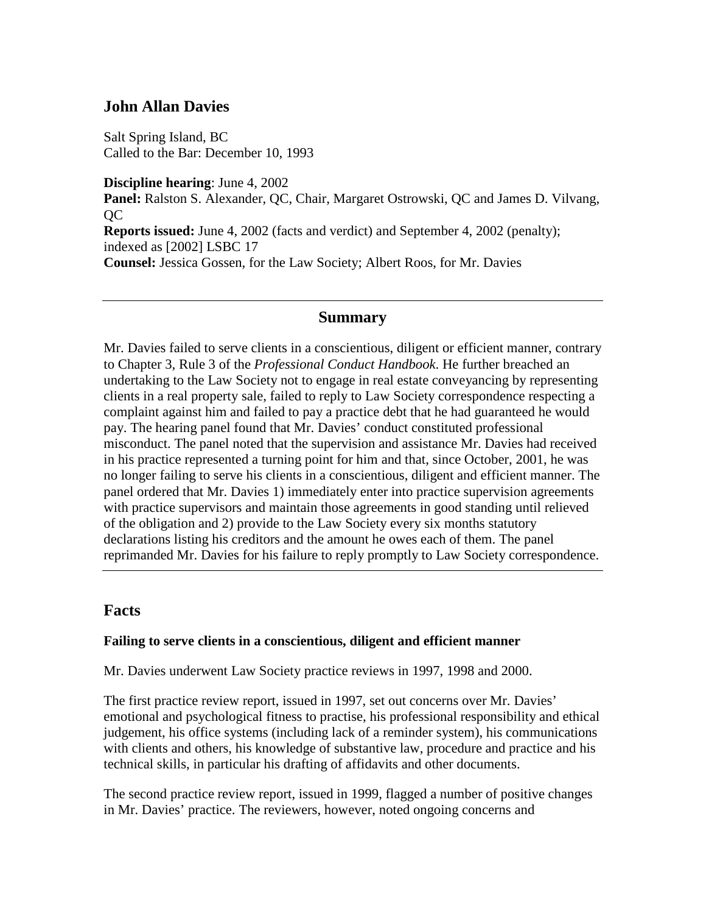## John Allan Davies

Salt Spring Island, BC
Called to the Bar: December 10, 1993

**Discipline hearing**: June 4, 2002
**Panel:** Ralston S. Alexander, QC, Chair, Margaret Ostrowski, QC and James D. Vilvang, QC
**Reports issued:** June 4, 2002 (facts and verdict) and September 4, 2002 (penalty); indexed as [2002] LSBC 17
**Counsel:** Jessica Gossen, for the Law Society; Albert Roos, for Mr. Davies

---

### Summary

Mr. Davies failed to serve clients in a conscientious, diligent or efficient manner, contrary to Chapter 3, Rule 3 of the *Professional Conduct Handbook*. He further breached an undertaking to the Law Society not to engage in real estate conveyancing by representing clients in a real property sale, failed to reply to Law Society correspondence respecting a complaint against him and failed to pay a practice debt that he had guaranteed he would pay. The hearing panel found that Mr. Davies' conduct constituted professional misconduct. The panel noted that the supervision and assistance Mr. Davies had received in his practice represented a turning point for him and that, since October, 2001, he was no longer failing to serve his clients in a conscientious, diligent and efficient manner. The panel ordered that Mr. Davies 1) immediately enter into practice supervision agreements with practice supervisors and maintain those agreements in good standing until relieved of the obligation and 2) provide to the Law Society every six months statutory declarations listing his creditors and the amount he owes each of them. The panel reprimanded Mr. Davies for his failure to reply promptly to Law Society correspondence.

---

## Facts

**Failing to serve clients in a conscientious, diligent and efficient manner**

Mr. Davies underwent Law Society practice reviews in 1997, 1998 and 2000.

The first practice review report, issued in 1997, set out concerns over Mr. Davies' emotional and psychological fitness to practise, his professional responsibility and ethical judgement, his office systems (including lack of a reminder system), his communications with clients and others, his knowledge of substantive law, procedure and practice and his technical skills, in particular his drafting of affidavits and other documents.

The second practice review report, issued in 1999, flagged a number of positive changes in Mr. Davies' practice. The reviewers, however, noted ongoing concerns and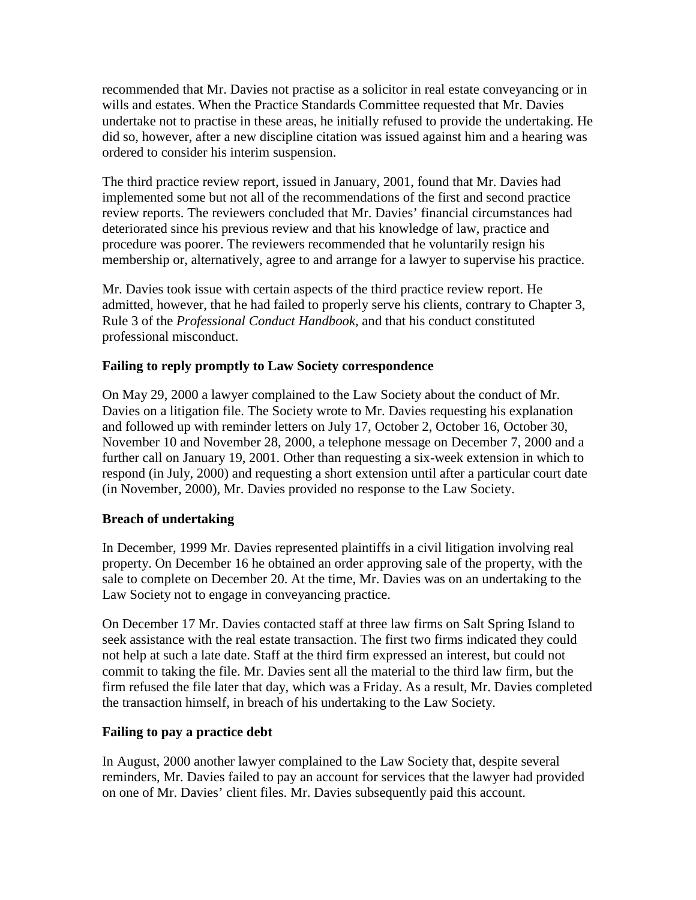recommended that Mr. Davies not practise as a solicitor in real estate conveyancing or in wills and estates. When the Practice Standards Committee requested that Mr. Davies undertake not to practise in these areas, he initially refused to provide the undertaking. He did so, however, after a new discipline citation was issued against him and a hearing was ordered to consider his interim suspension.

The third practice review report, issued in January, 2001, found that Mr. Davies had implemented some but not all of the recommendations of the first and second practice review reports. The reviewers concluded that Mr. Davies' financial circumstances had deteriorated since his previous review and that his knowledge of law, practice and procedure was poorer. The reviewers recommended that he voluntarily resign his membership or, alternatively, agree to and arrange for a lawyer to supervise his practice.

Mr. Davies took issue with certain aspects of the third practice review report. He admitted, however, that he had failed to properly serve his clients, contrary to Chapter 3, Rule 3 of the *Professional Conduct Handbook*, and that his conduct constituted professional misconduct.

**Failing to reply promptly to Law Society correspondence**

On May 29, 2000 a lawyer complained to the Law Society about the conduct of Mr. Davies on a litigation file. The Society wrote to Mr. Davies requesting his explanation and followed up with reminder letters on July 17, October 2, October 16, October 30, November 10 and November 28, 2000, a telephone message on December 7, 2000 and a further call on January 19, 2001. Other than requesting a six-week extension in which to respond (in July, 2000) and requesting a short extension until after a particular court date (in November, 2000), Mr. Davies provided no response to the Law Society.

**Breach of undertaking**

In December, 1999 Mr. Davies represented plaintiffs in a civil litigation involving real property. On December 16 he obtained an order approving sale of the property, with the sale to complete on December 20. At the time, Mr. Davies was on an undertaking to the Law Society not to engage in conveyancing practice.

On December 17 Mr. Davies contacted staff at three law firms on Salt Spring Island to seek assistance with the real estate transaction. The first two firms indicated they could not help at such a late date. Staff at the third firm expressed an interest, but could not commit to taking the file. Mr. Davies sent all the material to the third law firm, but the firm refused the file later that day, which was a Friday. As a result, Mr. Davies completed the transaction himself, in breach of his undertaking to the Law Society.

**Failing to pay a practice debt**

In August, 2000 another lawyer complained to the Law Society that, despite several reminders, Mr. Davies failed to pay an account for services that the lawyer had provided on one of Mr. Davies' client files. Mr. Davies subsequently paid this account.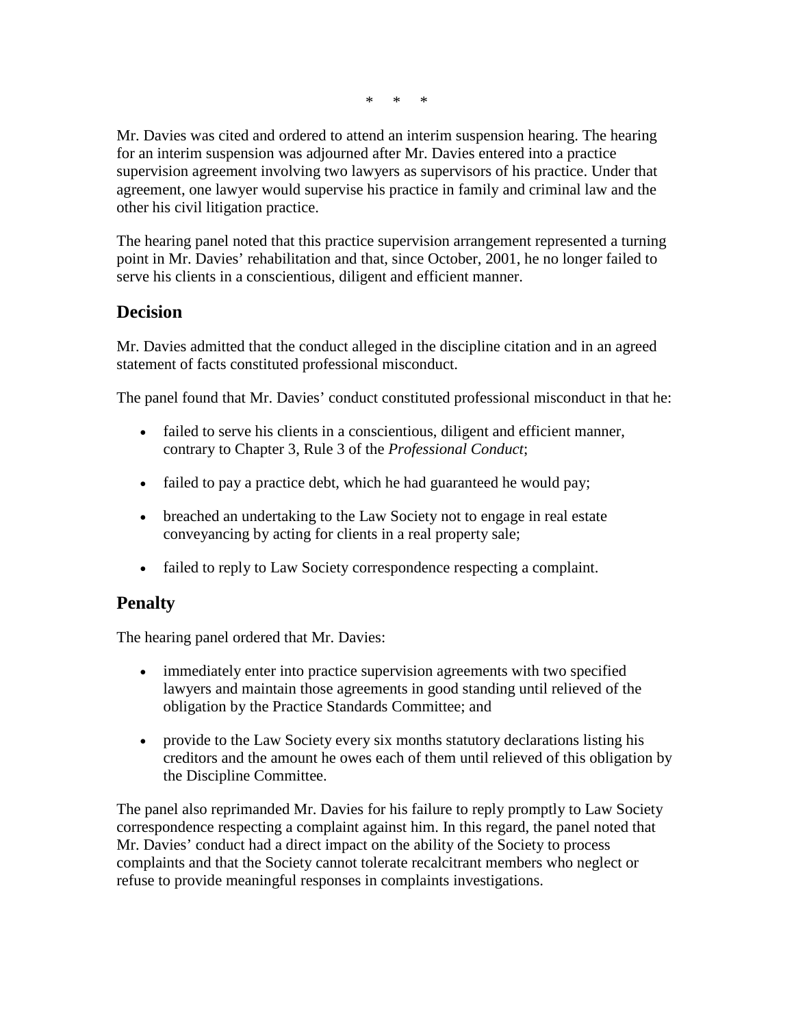\*     \*     \*

Mr. Davies was cited and ordered to attend an interim suspension hearing. The hearing for an interim suspension was adjourned after Mr. Davies entered into a practice supervision agreement involving two lawyers as supervisors of his practice. Under that agreement, one lawyer would supervise his practice in family and criminal law and the other his civil litigation practice.

The hearing panel noted that this practice supervision arrangement represented a turning point in Mr. Davies' rehabilitation and that, since October, 2001, he no longer failed to serve his clients in a conscientious, diligent and efficient manner.

## Decision

Mr. Davies admitted that the conduct alleged in the discipline citation and in an agreed statement of facts constituted professional misconduct.

The panel found that Mr. Davies' conduct constituted professional misconduct in that he:

- failed to serve his clients in a conscientious, diligent and efficient manner, contrary to Chapter 3, Rule 3 of the *Professional Conduct*;
- failed to pay a practice debt, which he had guaranteed he would pay;
- breached an undertaking to the Law Society not to engage in real estate conveyancing by acting for clients in a real property sale;
- failed to reply to Law Society correspondence respecting a complaint.

## Penalty

The hearing panel ordered that Mr. Davies:

- immediately enter into practice supervision agreements with two specified lawyers and maintain those agreements in good standing until relieved of the obligation by the Practice Standards Committee; and
- provide to the Law Society every six months statutory declarations listing his creditors and the amount he owes each of them until relieved of this obligation by the Discipline Committee.

The panel also reprimanded Mr. Davies for his failure to reply promptly to Law Society correspondence respecting a complaint against him. In this regard, the panel noted that Mr. Davies' conduct had a direct impact on the ability of the Society to process complaints and that the Society cannot tolerate recalcitrant members who neglect or refuse to provide meaningful responses in complaints investigations.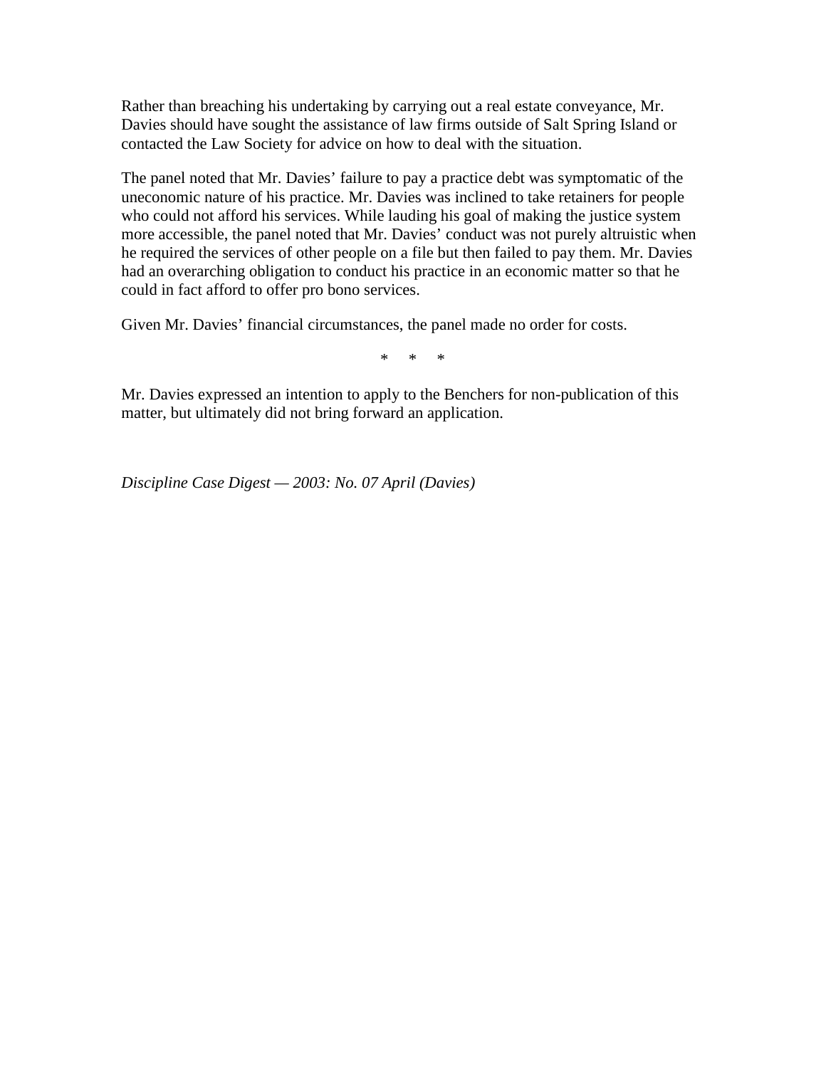Rather than breaching his undertaking by carrying out a real estate conveyance, Mr. Davies should have sought the assistance of law firms outside of Salt Spring Island or contacted the Law Society for advice on how to deal with the situation.

The panel noted that Mr. Davies' failure to pay a practice debt was symptomatic of the uneconomic nature of his practice. Mr. Davies was inclined to take retainers for people who could not afford his services. While lauding his goal of making the justice system more accessible, the panel noted that Mr. Davies' conduct was not purely altruistic when he required the services of other people on a file but then failed to pay them. Mr. Davies had an overarching obligation to conduct his practice in an economic matter so that he could in fact afford to offer pro bono services.

Given Mr. Davies' financial circumstances, the panel made no order for costs.

\*  \*  \*

Mr. Davies expressed an intention to apply to the Benchers for non-publication of this matter, but ultimately did not bring forward an application.

*Discipline Case Digest — 2003: No. 07 April (Davies)*